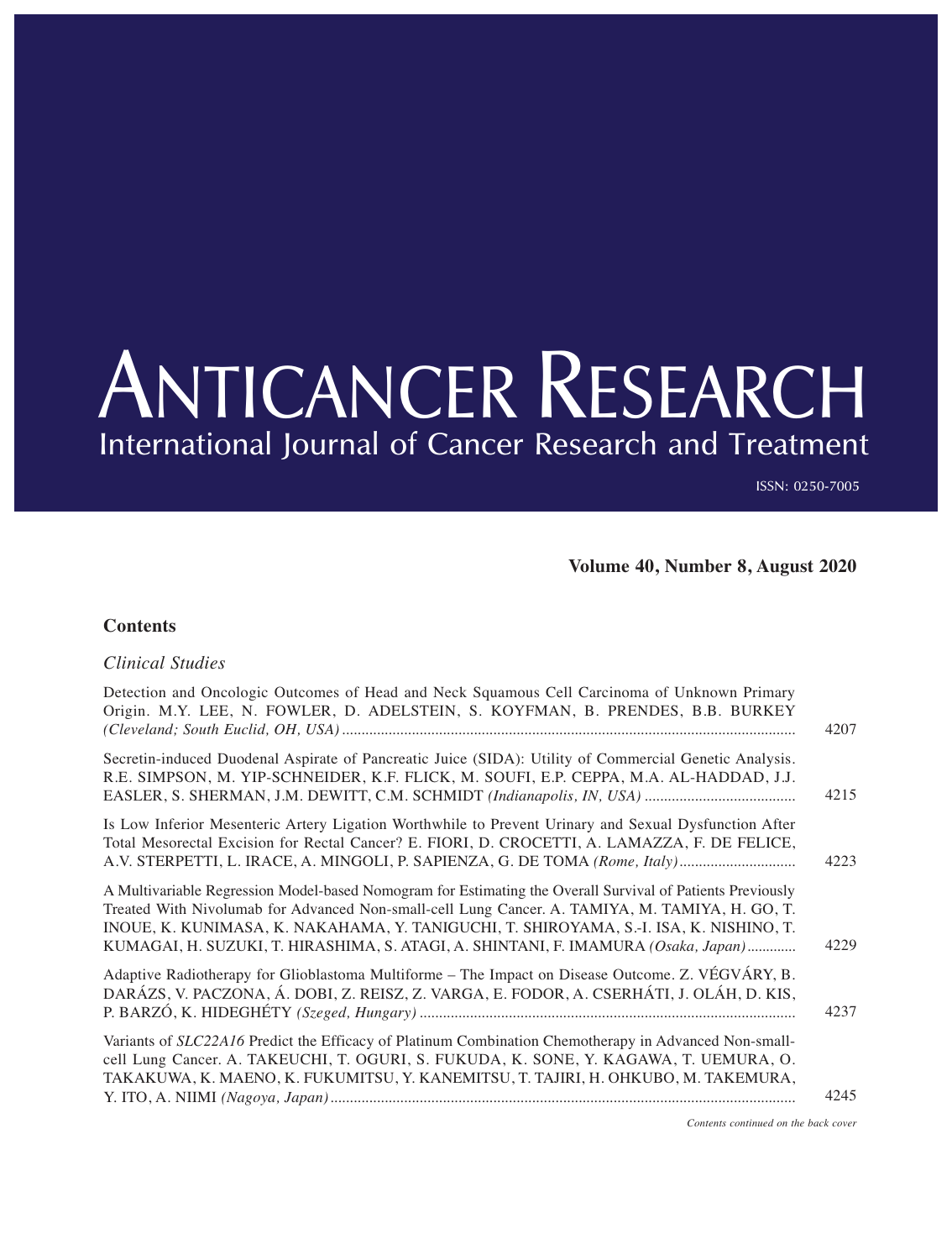# ANTICANCER RESEARCH

International Journal of Cancer Research and Treatment

ISSN: 0250-7005

**Volume 40, Number 8, August 2020**

## Contents

### *Clinical Studies*

Detection and Oncologic Outcomes of Head and Neck Squamous Cell Carcinoma of Unknown Primary Origin. M.Y. LEE, N. FOWLER, D. ADELSTEIN, S. KOYFMAN, B. PRENDES, B.B. BURKEY *(Cleveland; South Euclid, OH, USA)* ..... 4207

Secretin-induced Duodenal Aspirate of Pancreatic Juice (SIDA): Utility of Commercial Genetic Analysis. R.E. SIMPSON, M. YIP-SCHNEIDER, K.F. FLICK, M. SOUFI, E.P. CEPPA, M.A. AL-HADDAD, J.J. EASLER, S. SHERMAN, J.M. DEWITT, C.M. SCHMIDT *(Indianapolis, IN, USA)* ..... 4215

Is Low Inferior Mesenteric Artery Ligation Worthwhile to Prevent Urinary and Sexual Dysfunction After Total Mesorectal Excision for Rectal Cancer? E. FIORI, D. CROCETTI, A. LAMAZZA, F. DE FELICE, A.V. STERPETTI, L. IRACE, A. MINGOLI, P. SAPIENZA, G. DE TOMA *(Rome, Italy)* ..... 4223

A Multivariable Regression Model-based Nomogram for Estimating the Overall Survival of Patients Previously Treated With Nivolumab for Advanced Non-small-cell Lung Cancer. A. TAMIYA, M. TAMIYA, H. GO, T. INOUE, K. KUNIMASA, K. NAKAHAMA, Y. TANIGUCHI, T. SHIROYAMA, S.-I. ISA, K. NISHINO, T. KUMAGAI, H. SUZUKI, T. HIRASHIMA, S. ATAGI, A. SHINTANI, F. IMAMURA *(Osaka, Japan)* ..... 4229

Adaptive Radiotherapy for Glioblastoma Multiforme – The Impact on Disease Outcome. Z. VÉGVÁRY, B. DARÁZS, V. PACZONA, Á. DOBI, Z. REISZ, Z. VARGA, E. FODOR, A. CSERHÁTI, J. OLÁH, D. KIS, P. BARZÓ, K. HIDEGHÉTY *(Szeged, Hungary)* ..... 4237

Variants of *SLC22A16* Predict the Efficacy of Platinum Combination Chemotherapy in Advanced Non-small-cell Lung Cancer. A. TAKEUCHI, T. OGURI, S. FUKUDA, K. SONE, Y. KAGAWA, T. UEMURA, O. TAKAKUWA, K. MAENO, K. FUKUMITSU, Y. KANEMITSU, T. TAJIRI, H. OHKUBO, M. TAKEMURA, Y. ITO, A. NIIMI *(Nagoya, Japan)* ..... 4245

*Contents continued on the back cover*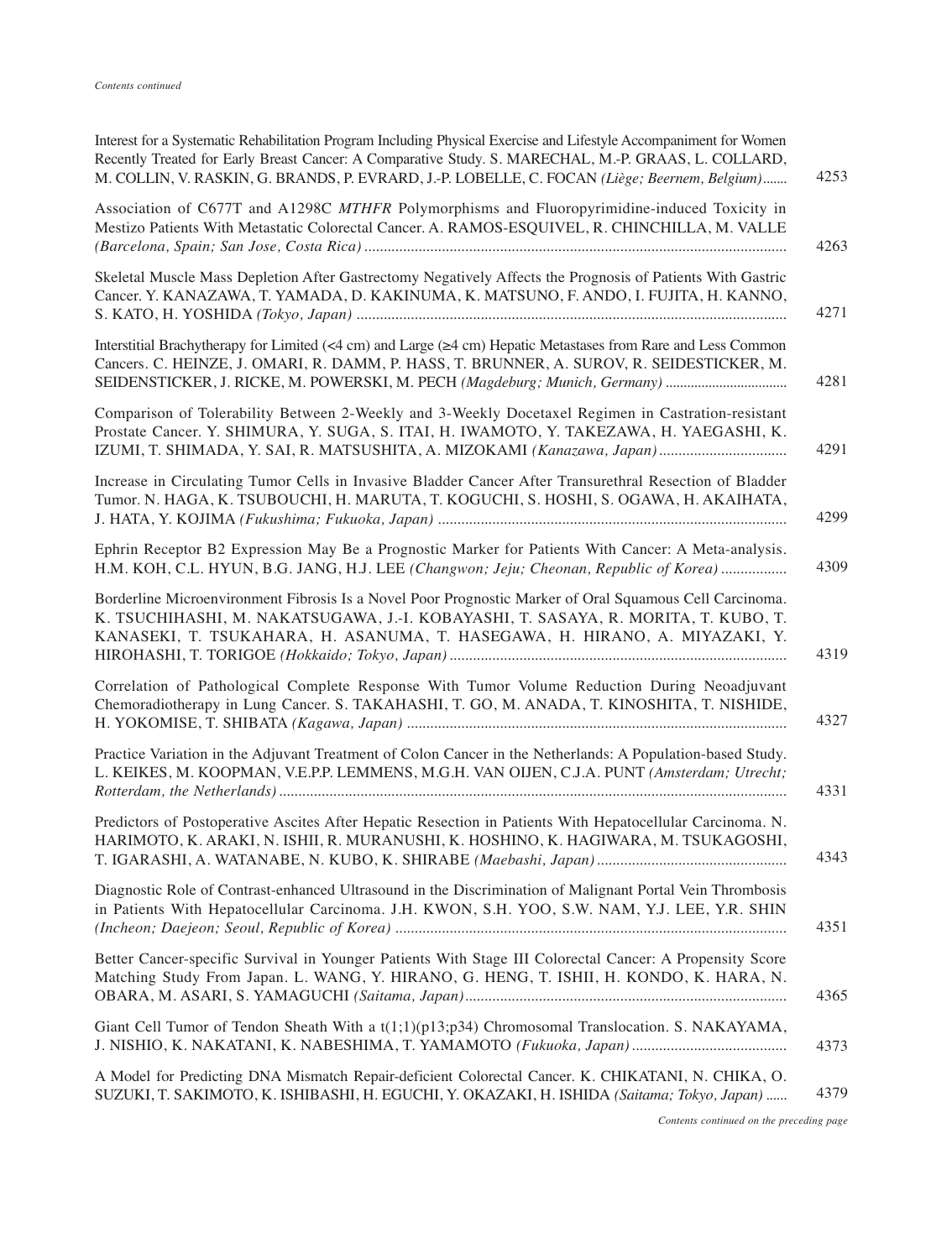*Contents continued*

Interest for a Systematic Rehabilitation Program Including Physical Exercise and Lifestyle Accompaniment for Women Recently Treated for Early Breast Cancer: A Comparative Study. S. MARECHAL, M.-P. GRAAS, L. COLLARD, M. COLLIN, V. RASKIN, G. BRANDS, P. EVRARD, J.-P. LOBELLE, C. FOCAN *(Liège; Beernem, Belgium)* ....... 4253

Association of C677T and A1298C *MTHFR* Polymorphisms and Fluoropyrimidine-induced Toxicity in Mestizo Patients With Metastatic Colorectal Cancer. A. RAMOS-ESQUIVEL, R. CHINCHILLA, M. VALLE *(Barcelona, Spain; San Jose, Costa Rica)* ....... 4263

Skeletal Muscle Mass Depletion After Gastrectomy Negatively Affects the Prognosis of Patients With Gastric Cancer. Y. KANAZAWA, T. YAMADA, D. KAKINUMA, K. MATSUNO, F. ANDO, I. FUJITA, H. KANNO, S. KATO, H. YOSHIDA *(Tokyo, Japan)* ....... 4271

Interstitial Brachytherapy for Limited (<4 cm) and Large (≥4 cm) Hepatic Metastases from Rare and Less Common Cancers. C. HEINZE, J. OMARI, R. DAMM, P. HASS, T. BRUNNER, A. SUROV, R. SEIDESTICKER, M. SEIDENSTICKER, J. RICKE, M. POWERSKI, M. PECH *(Magdeburg; Munich, Germany)* ....... 4281

Comparison of Tolerability Between 2-Weekly and 3-Weekly Docetaxel Regimen in Castration-resistant Prostate Cancer. Y. SHIMURA, Y. SUGA, S. ITAI, H. IWAMOTO, Y. TAKEZAWA, H. YAEGASHI, K. IZUMI, T. SHIMADA, Y. SAI, R. MATSUSHITA, A. MIZOKAMI *(Kanazawa, Japan)* ....... 4291

Increase in Circulating Tumor Cells in Invasive Bladder Cancer After Transurethral Resection of Bladder Tumor. N. HAGA, K. TSUBOUCHI, H. MARUTA, T. KOGUCHI, S. HOSHI, S. OGAWA, H. AKAIHATA, J. HATA, Y. KOJIMA *(Fukushima; Fukuoka, Japan)* ....... 4299

Ephrin Receptor B2 Expression May Be a Prognostic Marker for Patients With Cancer: A Meta-analysis. H.M. KOH, C.L. HYUN, B.G. JANG, H.J. LEE *(Changwon; Jeju; Cheonan, Republic of Korea)* ....... 4309

Borderline Microenvironment Fibrosis Is a Novel Poor Prognostic Marker of Oral Squamous Cell Carcinoma. K. TSUCHIHASHI, M. NAKATSUGAWA, J.-I. KOBAYASHI, T. SASAYA, R. MORITA, T. KUBO, T. KANASEKI, T. TSUKAHARA, H. ASANUMA, T. HASEGAWA, H. HIRANO, A. MIYAZAKI, Y. HIROHASHI, T. TORIGOE *(Hokkaido; Tokyo, Japan)* ....... 4319

Correlation of Pathological Complete Response With Tumor Volume Reduction During Neoadjuvant Chemoradiotherapy in Lung Cancer. S. TAKAHASHI, T. GO, M. ANADA, T. KINOSHITA, T. NISHIDE, H. YOKOMISE, T. SHIBATA *(Kagawa, Japan)* ....... 4327

Practice Variation in the Adjuvant Treatment of Colon Cancer in the Netherlands: A Population-based Study. L. KEIKES, M. KOOPMAN, V.E.P.P. LEMMENS, M.G.H. VAN OIJEN, C.J.A. PUNT *(Amsterdam; Utrecht; Rotterdam, the Netherlands)* ....... 4331

Predictors of Postoperative Ascites After Hepatic Resection in Patients With Hepatocellular Carcinoma. N. HARIMOTO, K. ARAKI, N. ISHII, R. MURANUSHI, K. HOSHINO, K. HAGIWARA, M. TSUKAGOSHI, T. IGARASHI, A. WATANABE, N. KUBO, K. SHIRABE *(Maebashi, Japan)* ....... 4343

Diagnostic Role of Contrast-enhanced Ultrasound in the Discrimination of Malignant Portal Vein Thrombosis in Patients With Hepatocellular Carcinoma. J.H. KWON, S.H. YOO, S.W. NAM, Y.J. LEE, Y.R. SHIN *(Incheon; Daejeon; Seoul, Republic of Korea)* ....... 4351

Better Cancer-specific Survival in Younger Patients With Stage III Colorectal Cancer: A Propensity Score Matching Study From Japan. L. WANG, Y. HIRANO, G. HENG, T. ISHII, H. KONDO, K. HARA, N. OBARA, M. ASARI, S. YAMAGUCHI *(Saitama, Japan)* ....... 4365

Giant Cell Tumor of Tendon Sheath With a t(1;1)(p13;p34) Chromosomal Translocation. S. NAKAYAMA, J. NISHIO, K. NAKATANI, K. NABESHIMA, T. YAMAMOTO *(Fukuoka, Japan)* ....... 4373

A Model for Predicting DNA Mismatch Repair-deficient Colorectal Cancer. K. CHIKATANI, N. CHIKA, O. SUZUKI, T. SAKIMOTO, K. ISHIBASHI, H. EGUCHI, Y. OKAZAKI, H. ISHIDA *(Saitama; Tokyo, Japan)* ...... 4379

*Contents continued on the preceding page*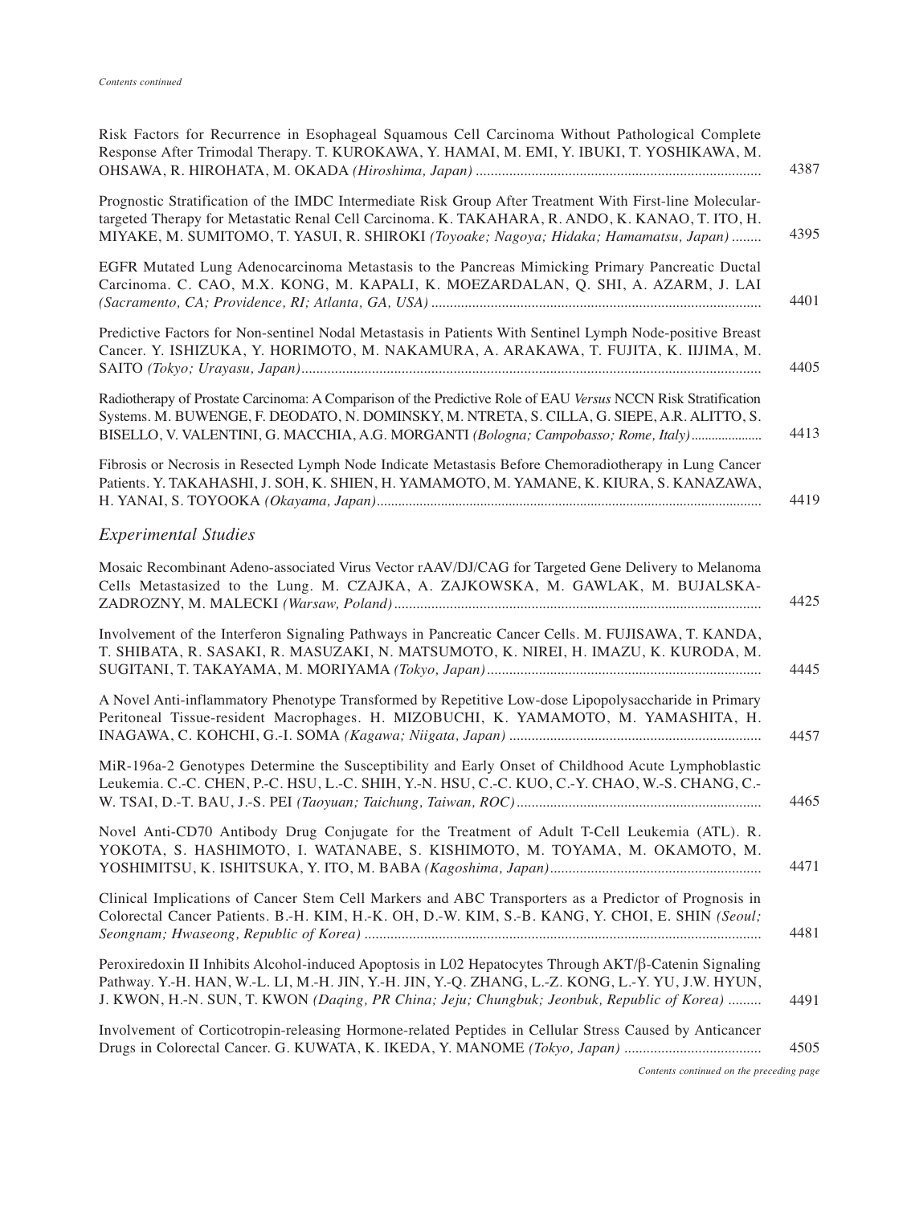*Contents continued*

Risk Factors for Recurrence in Esophageal Squamous Cell Carcinoma Without Pathological Complete Response After Trimodal Therapy. T. KUROKAWA, Y. HAMAI, M. EMI, Y. IBUKI, T. YOSHIKAWA, M. OHSAWA, R. HIROHATA, M. OKADA *(Hiroshima, Japan)* ........ 4387

Prognostic Stratification of the IMDC Intermediate Risk Group After Treatment With First-line Molecular-targeted Therapy for Metastatic Renal Cell Carcinoma. K. TAKAHARA, R. ANDO, K. KANAO, T. ITO, H. MIYAKE, M. SUMITOMO, T. YASUI, R. SHIROKI *(Toyoake; Nagoya; Hidaka; Hamamatsu, Japan)* ........ 4395

EGFR Mutated Lung Adenocarcinoma Metastasis to the Pancreas Mimicking Primary Pancreatic Ductal Carcinoma. C. CAO, M.X. KONG, M. KAPALI, K. MOEZARDALAN, Q. SHI, A. AZARM, J. LAI *(Sacramento, CA; Providence, RI; Atlanta, GA, USA)* ........ 4401

Predictive Factors for Non-sentinel Nodal Metastasis in Patients With Sentinel Lymph Node-positive Breast Cancer. Y. ISHIZUKA, Y. HORIMOTO, M. NAKAMURA, A. ARAKAWA, T. FUJITA, K. IIJIMA, M. SAITO *(Tokyo; Urayasu, Japan)* ........ 4405

Radiotherapy of Prostate Carcinoma: A Comparison of the Predictive Role of EAU *Versus* NCCN Risk Stratification Systems. M. BUWENGE, F. DEODATO, N. DOMINSKY, M. NTRETA, S. CILLA, G. SIEPE, A.R. ALITTO, S. BISELLO, V. VALENTINI, G. MACCHIA, A.G. MORGANTI *(Bologna; Campobasso; Rome, Italy)* ........ 4413

Fibrosis or Necrosis in Resected Lymph Node Indicate Metastasis Before Chemoradiotherapy in Lung Cancer Patients. Y. TAKAHASHI, J. SOH, K. SHIEN, H. YAMAMOTO, M. YAMANE, K. KIURA, S. KANAZAWA, H. YANAI, S. TOYOOKA *(Okayama, Japan)* ........ 4419

## *Experimental Studies*

Mosaic Recombinant Adeno-associated Virus Vector rAAV/DJ/CAG for Targeted Gene Delivery to Melanoma Cells Metastasized to the Lung. M. CZAJKA, A. ZAJKOWSKA, M. GAWLAK, M. BUJALSKA-ZADROZNY, M. MALECKI *(Warsaw, Poland)* ........ 4425

Involvement of the Interferon Signaling Pathways in Pancreatic Cancer Cells. M. FUJISAWA, T. KANDA, T. SHIBATA, R. SASAKI, R. MASUZAKI, N. MATSUMOTO, K. NIREI, H. IMAZU, K. KURODA, M. SUGITANI, T. TAKAYAMA, M. MORIYAMA *(Tokyo, Japan)* ........ 4445

A Novel Anti-inflammatory Phenotype Transformed by Repetitive Low-dose Lipopolysaccharide in Primary Peritoneal Tissue-resident Macrophages. H. MIZOBUCHI, K. YAMAMOTO, M. YAMASHITA, H. INAGAWA, C. KOHCHI, G.-I. SOMA *(Kagawa; Niigata, Japan)* ........ 4457

MiR-196a-2 Genotypes Determine the Susceptibility and Early Onset of Childhood Acute Lymphoblastic Leukemia. C.-C. CHEN, P.-C. HSU, L.-C. SHIH, Y.-N. HSU, C.-C. KUO, C.-Y. CHAO, W.-S. CHANG, C.-W. TSAI, D.-T. BAU, J.-S. PEI *(Taoyuan; Taichung, Taiwan, ROC)* ........ 4465

Novel Anti-CD70 Antibody Drug Conjugate for the Treatment of Adult T-Cell Leukemia (ATL). R. YOKOTA, S. HASHIMOTO, I. WATANABE, S. KISHIMOTO, M. TOYAMA, M. OKAMOTO, M. YOSHIMITSU, K. ISHITSUKA, Y. ITO, M. BABA *(Kagoshima, Japan)* ........ 4471

Clinical Implications of Cancer Stem Cell Markers and ABC Transporters as a Predictor of Prognosis in Colorectal Cancer Patients. B.-H. KIM, H.-K. OH, D.-W. KIM, S.-B. KANG, Y. CHOI, E. SHIN *(Seoul; Seongnam; Hwaseong, Republic of Korea)* ........ 4481

Peroxiredoxin II Inhibits Alcohol-induced Apoptosis in L02 Hepatocytes Through AKT/β-Catenin Signaling Pathway. Y.-H. HAN, W.-L. LI, M.-H. JIN, Y.-H. JIN, Y.-Q. ZHANG, L.-Z. KONG, L.-Y. YU, J.W. HYUN, J. KWON, H.-N. SUN, T. KWON *(Daqing, PR China; Jeju; Chungbuk; Jeonbuk, Republic of Korea)* ........ 4491

Involvement of Corticotropin-releasing Hormone-related Peptides in Cellular Stress Caused by Anticancer Drugs in Colorectal Cancer. G. KUWATA, K. IKEDA, Y. MANOME *(Tokyo, Japan)* ........ 4505

*Contents continued on the preceding page*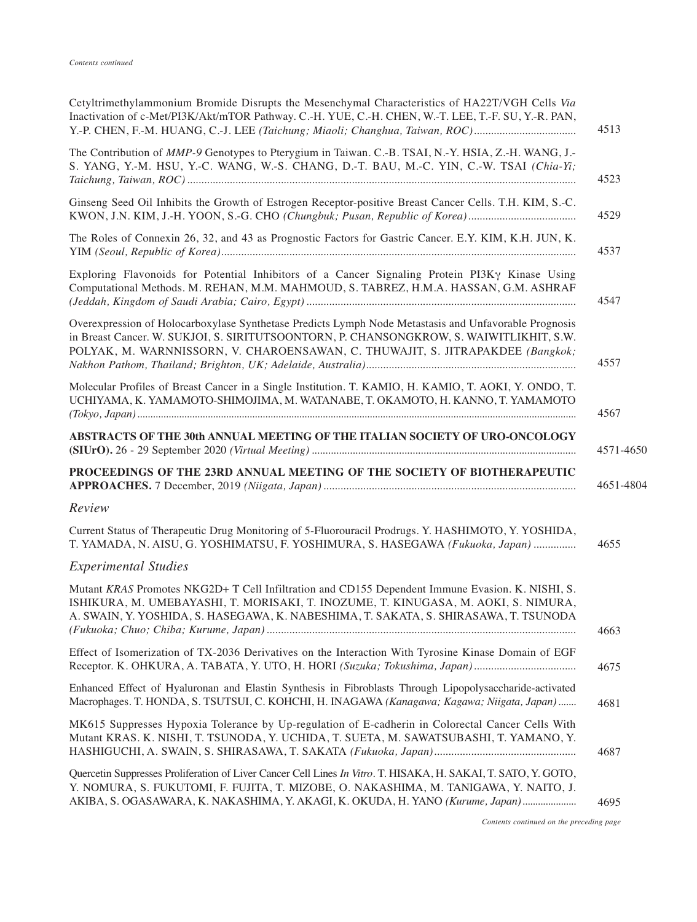*Contents continued*

Cetyltrimethylammonium Bromide Disrupts the Mesenchymal Characteristics of HA22T/VGH Cells *Via* Inactivation of c-Met/PI3K/Akt/mTOR Pathway. C.-H. YUE, C.-H. CHEN, W.-T. LEE, T.-F. SU, Y.-R. PAN, Y.-P. CHEN, F.-M. HUANG, C.-J. LEE *(Taichung; Miaoli; Changhua, Taiwan, ROC)* .................................... 4513

The Contribution of *MMP-9* Genotypes to Pterygium in Taiwan. C.-B. TSAI, N.-Y. HSIA, Z.-H. WANG, J.-S. YANG, Y.-M. HSU, Y.-C. WANG, W.-S. CHANG, D.-T. BAU, M.-C. YIN, C.-W. TSAI *(Chia-Yi; Taichung, Taiwan, ROC)* .................................... 4523

Ginseng Seed Oil Inhibits the Growth of Estrogen Receptor-positive Breast Cancer Cells. T.H. KIM, S.-C. KWON, J.N. KIM, J.-H. YOON, S.-G. CHO *(Chungbuk; Pusan, Republic of Korea)* .................................... 4529

The Roles of Connexin 26, 32, and 43 as Prognostic Factors for Gastric Cancer. E.Y. KIM, K.H. JUN, K. YIM *(Seoul, Republic of Korea)* .................................... 4537

Exploring Flavonoids for Potential Inhibitors of a Cancer Signaling Protein PI3Kγ Kinase Using Computational Methods. M. REHAN, M.M. MAHMOUD, S. TABREZ, H.M.A. HASSAN, G.M. ASHRAF *(Jeddah, Kingdom of Saudi Arabia; Cairo, Egypt)* .................................... 4547

Overexpression of Holocarboxylase Synthetase Predicts Lymph Node Metastasis and Unfavorable Prognosis in Breast Cancer. W. SUKJOI, S. SIRITUTSOONTORN, P. CHANSONGKROW, S. WAIWITLIKHIT, S.W. POLYAK, M. WARNNISSORN, V. CHAROENSAWAN, C. THUWAJIT, S. JITRAPAKDEE *(Bangkok; Nakhon Pathom, Thailand; Brighton, UK; Adelaide, Australia)* .................................... 4557

Molecular Profiles of Breast Cancer in a Single Institution. T. KAMIO, H. KAMIO, T. AOKI, Y. ONDO, T. UCHIYAMA, K. YAMAMOTO-SHIMOJIMA, M. WATANABE, T. OKAMOTO, H. KANNO, T. YAMAMOTO *(Tokyo, Japan)* .................................... 4567

**ABSTRACTS OF THE 30th ANNUAL MEETING OF THE ITALIAN SOCIETY OF URO-ONCOLOGY (SIUrO).** 26 - 29 September 2020 *(Virtual Meeting)* .................................... 4571-4650

**PROCEEDINGS OF THE 23RD ANNUAL MEETING OF THE SOCIETY OF BIOTHERAPEUTIC APPROACHES.** 7 December, 2019 *(Niigata, Japan)* .................................... 4651-4804

## *Review*

Current Status of Therapeutic Drug Monitoring of 5-Fluorouracil Prodrugs. Y. HASHIMOTO, Y. YOSHIDA, T. YAMADA, N. AISU, G. YOSHIMATSU, F. YOSHIMURA, S. HASEGAWA *(Fukuoka, Japan)* .................................... 4655

## *Experimental Studies*

Mutant *KRAS* Promotes NKG2D+ T Cell Infiltration and CD155 Dependent Immune Evasion. K. NISHI, S. ISHIKURA, M. UMEBAYASHI, T. MORISAKI, T. INOZUME, T. KINUGASA, M. AOKI, S. NIMURA, A. SWAIN, Y. YOSHIDA, S. HASEGAWA, K. NABESHIMA, T. SAKATA, S. SHIRASAWA, T. TSUNODA *(Fukuoka; Chuo; Chiba; Kurume, Japan)* .................................... 4663

Effect of Isomerization of TX-2036 Derivatives on the Interaction With Tyrosine Kinase Domain of EGF Receptor. K. OHKURA, A. TABATA, Y. UTO, H. HORI *(Suzuka; Tokushima, Japan)* .................................... 4675

Enhanced Effect of Hyaluronan and Elastin Synthesis in Fibroblasts Through Lipopolysaccharide-activated Macrophages. T. HONDA, S. TSUTSUI, C. KOHCHI, H. INAGAWA *(Kanagawa; Kagawa; Niigata, Japan)* .................................... 4681

MK615 Suppresses Hypoxia Tolerance by Up-regulation of E-cadherin in Colorectal Cancer Cells With Mutant KRAS. K. NISHI, T. TSUNODA, Y. UCHIDA, T. SUETA, M. SAWATSUBASHI, T. YAMANO, Y. HASHIGUCHI, A. SWAIN, S. SHIRASAWA, T. SAKATA *(Fukuoka, Japan)* .................................... 4687

Quercetin Suppresses Proliferation of Liver Cancer Cell Lines *In Vitro*. T. HISAKA, H. SAKAI, T. SATO, Y. GOTO, Y. NOMURA, S. FUKUTOMI, F. FUJITA, T. MIZOBE, O. NAKASHIMA, M. TANIGAWA, Y. NAITO, J. AKIBA, S. OGASAWARA, K. NAKASHIMA, Y. AKAGI, K. OKUDA, H. YANO *(Kurume, Japan)* .................................... 4695

*Contents continued on the preceding page*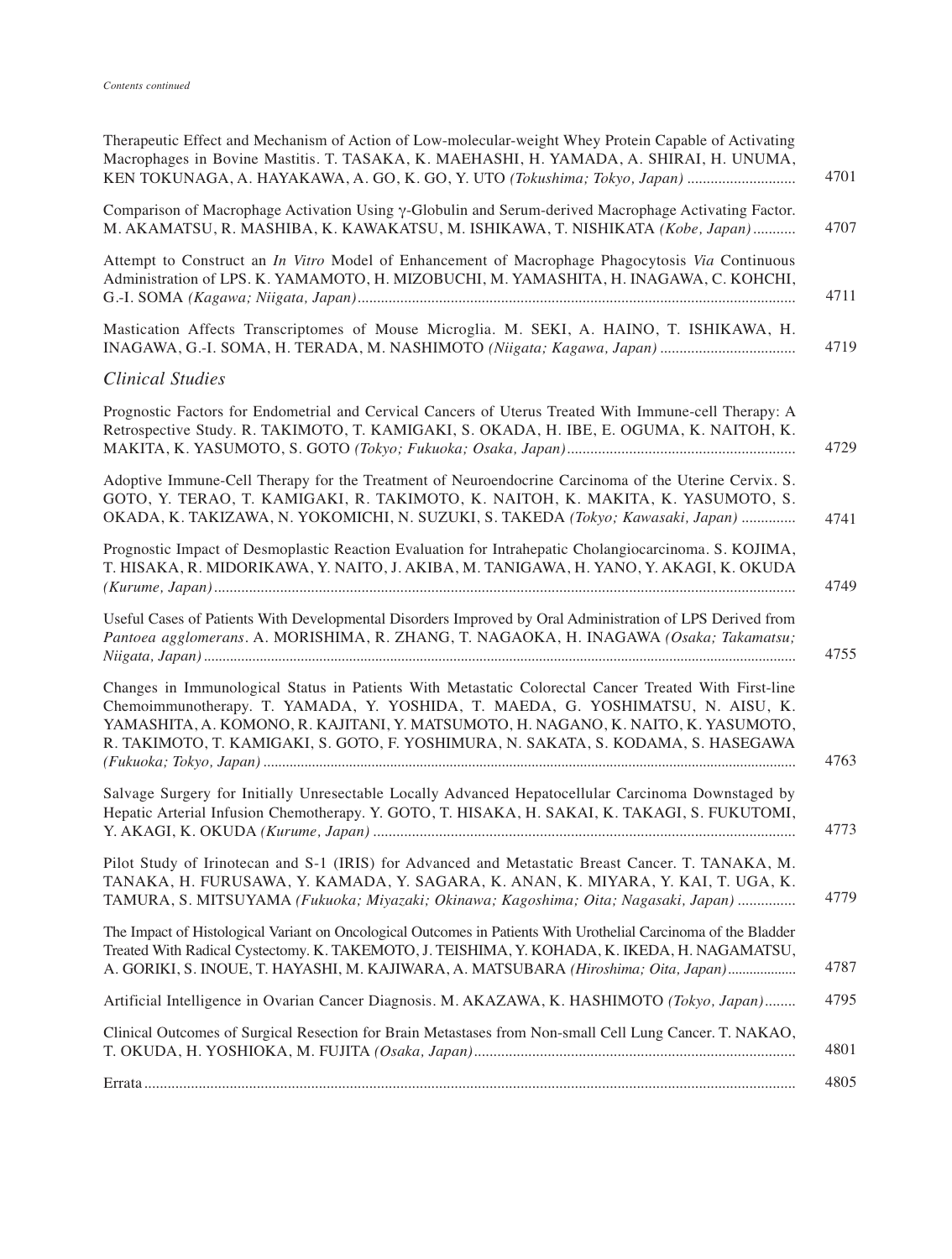*Contents continued*

Therapeutic Effect and Mechanism of Action of Low-molecular-weight Whey Protein Capable of Activating Macrophages in Bovine Mastitis. T. TASAKA, K. MAEHASHI, H. YAMADA, A. SHIRAI, H. UNUMA, KEN TOKUNAGA, A. HAYAKAWA, A. GO, K. GO, Y. UTO *(Tokushima; Tokyo, Japan)* ........................... 4701

Comparison of Macrophage Activation Using γ-Globulin and Serum-derived Macrophage Activating Factor. M. AKAMATSU, R. MASHIBA, K. KAWAKATSU, M. ISHIKAWA, T. NISHIKATA *(Kobe, Japan)*........... 4707

Attempt to Construct an *In Vitro* Model of Enhancement of Macrophage Phagocytosis *Via* Continuous Administration of LPS. K. YAMAMOTO, H. MIZOBUCHI, M. YAMASHITA, H. INAGAWA, C. KOHCHI, G.-I. SOMA *(Kagawa; Niigata, Japan)*................................................................................................ 4711

Mastication Affects Transcriptomes of Mouse Microglia. M. SEKI, A. HAINO, T. ISHIKAWA, H. INAGAWA, G.-I. SOMA, H. TERADA, M. NASHIMOTO *(Niigata; Kagawa, Japan)* .................................. 4719

## *Clinical Studies*

Prognostic Factors for Endometrial and Cervical Cancers of Uterus Treated With Immune-cell Therapy: A Retrospective Study. R. TAKIMOTO, T. KAMIGAKI, S. OKADA, H. IBE, E. OGUMA, K. NAITOH, K. MAKITA, K. YASUMOTO, S. GOTO *(Tokyo; Fukuoka; Osaka, Japan)*.......................................................... 4729

Adoptive Immune-Cell Therapy for the Treatment of Neuroendocrine Carcinoma of the Uterine Cervix. S. GOTO, Y. TERAO, T. KAMIGAKI, R. TAKIMOTO, K. NAITOH, K. MAKITA, K. YASUMOTO, S. OKADA, K. TAKIZAWA, N. YOKOMICHI, N. SUZUKI, S. TAKEDA *(Tokyo; Kawasaki, Japan)* ............. 4741

Prognostic Impact of Desmoplastic Reaction Evaluation for Intrahepatic Cholangiocarcinoma. S. KOJIMA, T. HISAKA, R. MIDORIKAWA, Y. NAITO, J. AKIBA, M. TANIGAWA, H. YANO, Y. AKAGI, K. OKUDA *(Kurume, Japan)*...................................................................................................................................... 4749

Useful Cases of Patients With Developmental Disorders Improved by Oral Administration of LPS Derived from *Pantoea agglomerans*. A. MORISHIMA, R. ZHANG, T. NAGAOKA, H. INAGAWA *(Osaka; Takamatsu; Niigata, Japan)*........................................................................................................................................... 4755

Changes in Immunological Status in Patients With Metastatic Colorectal Cancer Treated With First-line Chemoimmunotherapy. T. YAMADA, Y. YOSHIDA, T. MAEDA, G. YOSHIMATSU, N. AISU, K. YAMASHITA, A. KOMONO, R. KAJITANI, Y. MATSUMOTO, H. NAGANO, K. NAITO, K. YASUMOTO, R. TAKIMOTO, T. KAMIGAKI, S. GOTO, F. YOSHIMURA, N. SAKATA, S. KODAMA, S. HASEGAWA *(Fukuoka; Tokyo, Japan)*............................................................................................................................................ 4763

Salvage Surgery for Initially Unresectable Locally Advanced Hepatocellular Carcinoma Downstaged by Hepatic Arterial Infusion Chemotherapy. Y. GOTO, T. HISAKA, H. SAKAI, K. TAKAGI, S. FUKUTOMI, Y. AKAGI, K. OKUDA *(Kurume, Japan)* ............................................................................................. 4773

Pilot Study of Irinotecan and S-1 (IRIS) for Advanced and Metastatic Breast Cancer. T. TANAKA, M. TANAKA, H. FURUSAWA, Y. KAMADA, Y. SAGARA, K. ANAN, K. MIYARA, Y. KAI, T. UGA, K. TAMURA, S. MITSUYAMA *(Fukuoka; Miyazaki; Okinawa; Kagoshima; Oita; Nagasaki, Japan)* ............... 4779

The Impact of Histological Variant on Oncological Outcomes in Patients With Urothelial Carcinoma of the Bladder Treated With Radical Cystectomy. K. TAKEMOTO, J. TEISHIMA, Y. KOHADA, K. IKEDA, H. NAGAMATSU, A. GORIKI, S. INOUE, T. HAYASHI, M. KAJIWARA, A. MATSUBARA *(Hiroshima; Oita, Japan)*.................. 4787

Artificial Intelligence in Ovarian Cancer Diagnosis. M. AKAZAWA, K. HASHIMOTO *(Tokyo, Japan)*........ 4795

Clinical Outcomes of Surgical Resection for Brain Metastases from Non-small Cell Lung Cancer. T. NAKAO, T. OKUDA, H. YOSHIOKA, M. FUJITA *(Osaka, Japan)*.................................................................................. 4801

Errata...................................................................................................................................................... 4805